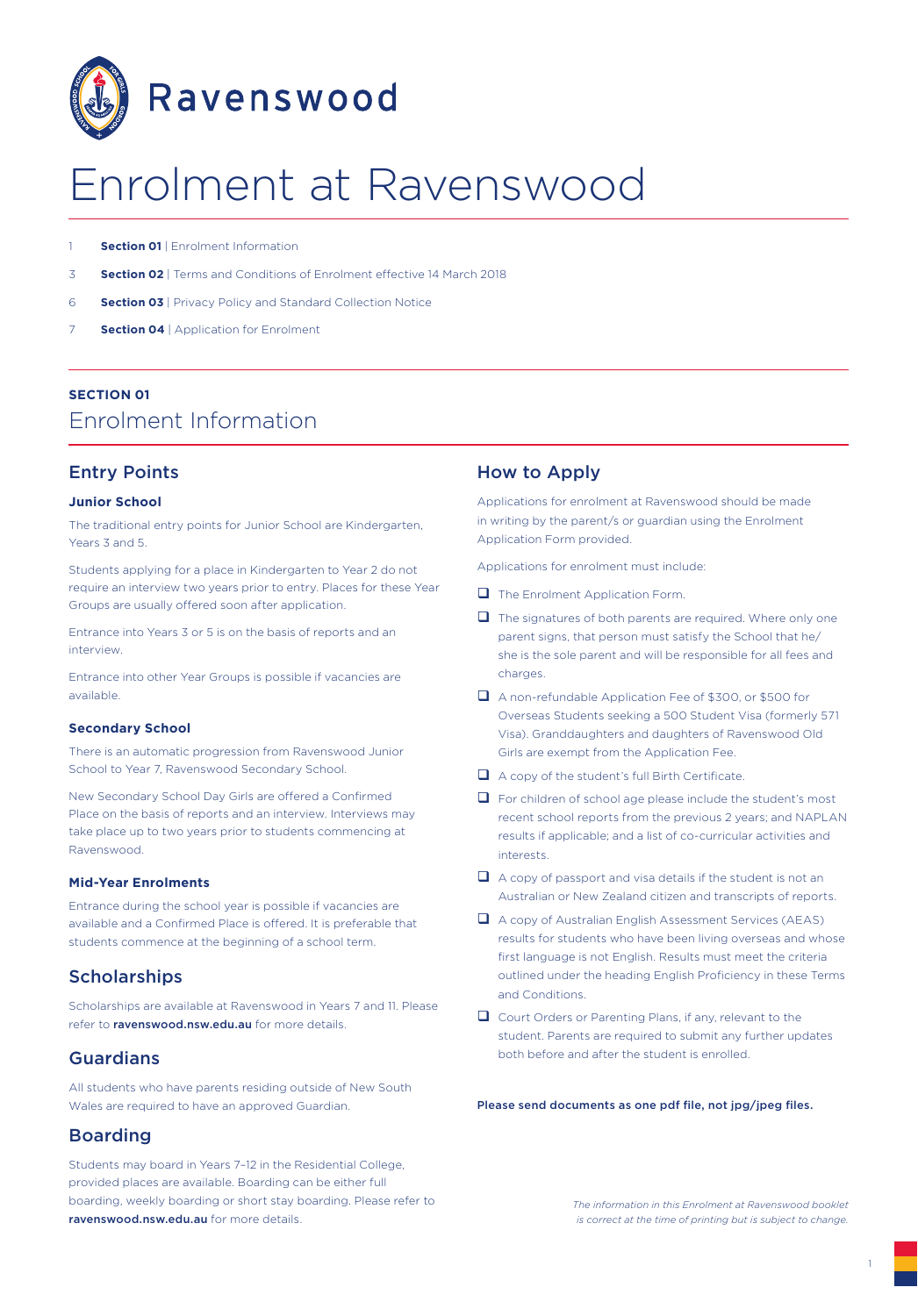Ravenswood

# Enrolment at Ravenswood

1 **Section 01** | Enrolment Information

3 **Section 02** | Terms and Conditions of Enrolment effective 14 March 2018

6 **Section 03** | Privacy Policy and Standard Collection Notice

7 **Section 04** | Application for Enrolment

**SECTION 01**

## Enrolment Information

### Entry Points

#### Junior School

The traditional entry points for Junior School are Kindergarten, Years 3 and 5.

Students applying for a place in Kindergarten to Year 2 do not require an interview two years prior to entry. Places for these Year Groups are usually offered soon after application.

Entrance into Years 3 or 5 is on the basis of reports and an interview.

Entrance into other Year Groups is possible if vacancies are available.

#### Secondary School

There is an automatic progression from Ravenswood Junior School to Year 7, Ravenswood Secondary School.

New Secondary School Day Girls are offered a Confirmed Place on the basis of reports and an interview. Interviews may take place up to two years prior to students commencing at Ravenswood.

#### Mid-Year Enrolments

Entrance during the school year is possible if vacancies are available and a Confirmed Place is offered. It is preferable that students commence at the beginning of a school term.

### Scholarships

Scholarships are available at Ravenswood in Years 7 and 11. Please refer to **ravenswood.nsw.edu.au** for more details.

### Guardians

All students who have parents residing outside of New South Wales are required to have an approved Guardian.

### Boarding

Students may board in Years 7–12 in the Residential College, provided places are available. Boarding can be either full boarding, weekly boarding or short stay boarding. Please refer to **ravenswood.nsw.edu.au** for more details.

### How to Apply

Applications for enrolment at Ravenswood should be made in writing by the parent/s or guardian using the Enrolment Application Form provided.

Applications for enrolment must include:

- ☐ The Enrolment Application Form.
- ☐ The signatures of both parents are required. Where only one parent signs, that person must satisfy the School that he/she is the sole parent and will be responsible for all fees and charges.
- ☐ A non-refundable Application Fee of $300, or $500 for Overseas Students seeking a 500 Student Visa (formerly 571 Visa). Granddaughters and daughters of Ravenswood Old Girls are exempt from the Application Fee.
- ☐ A copy of the student's full Birth Certificate.
- ☐ For children of school age please include the student's most recent school reports from the previous 2 years; and NAPLAN results if applicable; and a list of co-curricular activities and interests.
- ☐ A copy of passport and visa details if the student is not an Australian or New Zealand citizen and transcripts of reports.
- ☐ A copy of Australian English Assessment Services (AEAS) results for students who have been living overseas and whose first language is not English. Results must meet the criteria outlined under the heading English Proficiency in these Terms and Conditions.
- ☐ Court Orders or Parenting Plans, if any, relevant to the student. Parents are required to submit any further updates both before and after the student is enrolled.

**Please send documents as one pdf file, not jpg/jpeg files.**

*The information in this Enrolment at Ravenswood booklet is correct at the time of printing but is subject to change.*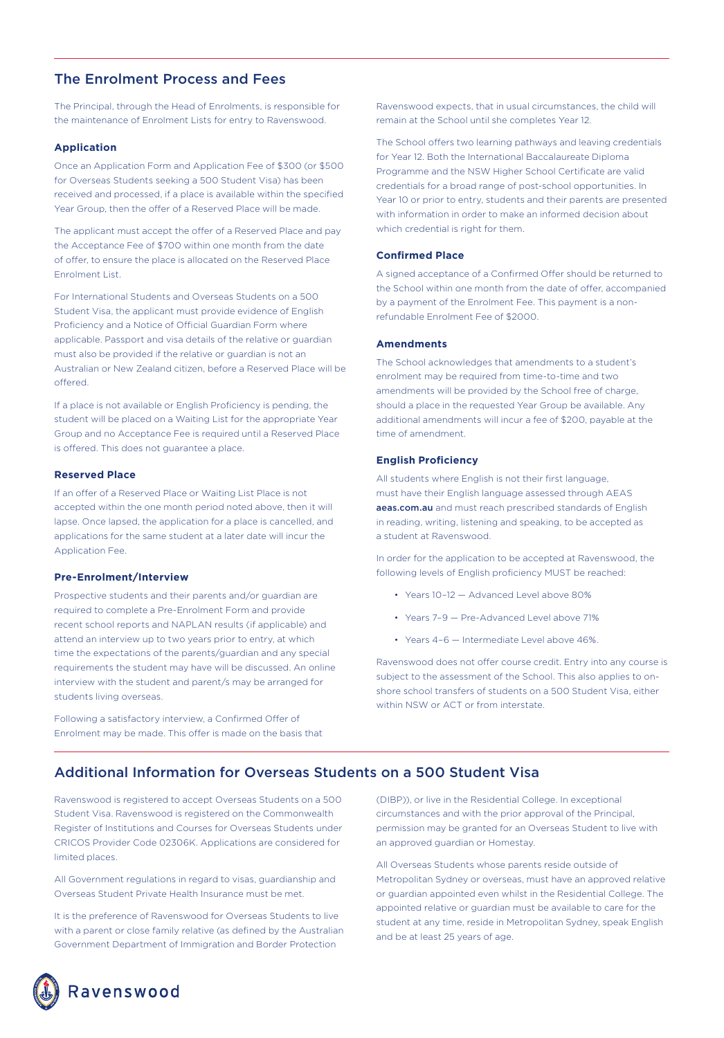## The Enrolment Process and Fees

The Principal, through the Head of Enrolments, is responsible for the maintenance of Enrolment Lists for entry to Ravenswood.

### Application

Once an Application Form and Application Fee of $300 (or $500 for Overseas Students seeking a 500 Student Visa) has been received and processed, if a place is available within the specified Year Group, then the offer of a Reserved Place will be made.

The applicant must accept the offer of a Reserved Place and pay the Acceptance Fee of $700 within one month from the date of offer, to ensure the place is allocated on the Reserved Place Enrolment List.

For International Students and Overseas Students on a 500 Student Visa, the applicant must provide evidence of English Proficiency and a Notice of Official Guardian Form where applicable. Passport and visa details of the relative or guardian must also be provided if the relative or guardian is not an Australian or New Zealand citizen, before a Reserved Place will be offered.

If a place is not available or English Proficiency is pending, the student will be placed on a Waiting List for the appropriate Year Group and no Acceptance Fee is required until a Reserved Place is offered. This does not guarantee a place.

### Reserved Place

If an offer of a Reserved Place or Waiting List Place is not accepted within the one month period noted above, then it will lapse. Once lapsed, the application for a place is cancelled, and applications for the same student at a later date will incur the Application Fee.

### Pre-Enrolment/Interview

Prospective students and their parents and/or guardian are required to complete a Pre-Enrolment Form and provide recent school reports and NAPLAN results (if applicable) and attend an interview up to two years prior to entry, at which time the expectations of the parents/guardian and any special requirements the student may have will be discussed. An online interview with the student and parent/s may be arranged for students living overseas.

Following a satisfactory interview, a Confirmed Offer of Enrolment may be made. This offer is made on the basis that Ravenswood expects, that in usual circumstances, the child will remain at the School until she completes Year 12.

The School offers two learning pathways and leaving credentials for Year 12. Both the International Baccalaureate Diploma Programme and the NSW Higher School Certificate are valid credentials for a broad range of post-school opportunities. In Year 10 or prior to entry, students and their parents are presented with information in order to make an informed decision about which credential is right for them.

### Confirmed Place

A signed acceptance of a Confirmed Offer should be returned to the School within one month from the date of offer, accompanied by a payment of the Enrolment Fee. This payment is a non-refundable Enrolment Fee of $2000.

### Amendments

The School acknowledges that amendments to a student's enrolment may be required from time-to-time and two amendments will be provided by the School free of charge, should a place in the requested Year Group be available. Any additional amendments will incur a fee of $200, payable at the time of amendment.

### English Proficiency

All students where English is not their first language, must have their English language assessed through AEAS **aeas.com.au** and must reach prescribed standards of English in reading, writing, listening and speaking, to be accepted as a student at Ravenswood.

In order for the application to be accepted at Ravenswood, the following levels of English proficiency MUST be reached:

- Years 10–12 — Advanced Level above 80%
- Years 7–9 — Pre-Advanced Level above 71%
- Years 4–6 — Intermediate Level above 46%.

Ravenswood does not offer course credit. Entry into any course is subject to the assessment of the School. This also applies to on-shore school transfers of students on a 500 Student Visa, either within NSW or ACT or from interstate.

## Additional Information for Overseas Students on a 500 Student Visa

Ravenswood is registered to accept Overseas Students on a 500 Student Visa. Ravenswood is registered on the Commonwealth Register of Institutions and Courses for Overseas Students under CRICOS Provider Code 02306K. Applications are considered for limited places.

All Government regulations in regard to visas, guardianship and Overseas Student Private Health Insurance must be met.

It is the preference of Ravenswood for Overseas Students to live with a parent or close family relative (as defined by the Australian Government Department of Immigration and Border Protection (DIBP)), or live in the Residential College. In exceptional circumstances and with the prior approval of the Principal, permission may be granted for an Overseas Student to live with an approved guardian or Homestay.

All Overseas Students whose parents reside outside of Metropolitan Sydney or overseas, must have an approved relative or guardian appointed even whilst in the Residential College. The appointed relative or guardian must be available to care for the student at any time, reside in Metropolitan Sydney, speak English and be at least 25 years of age.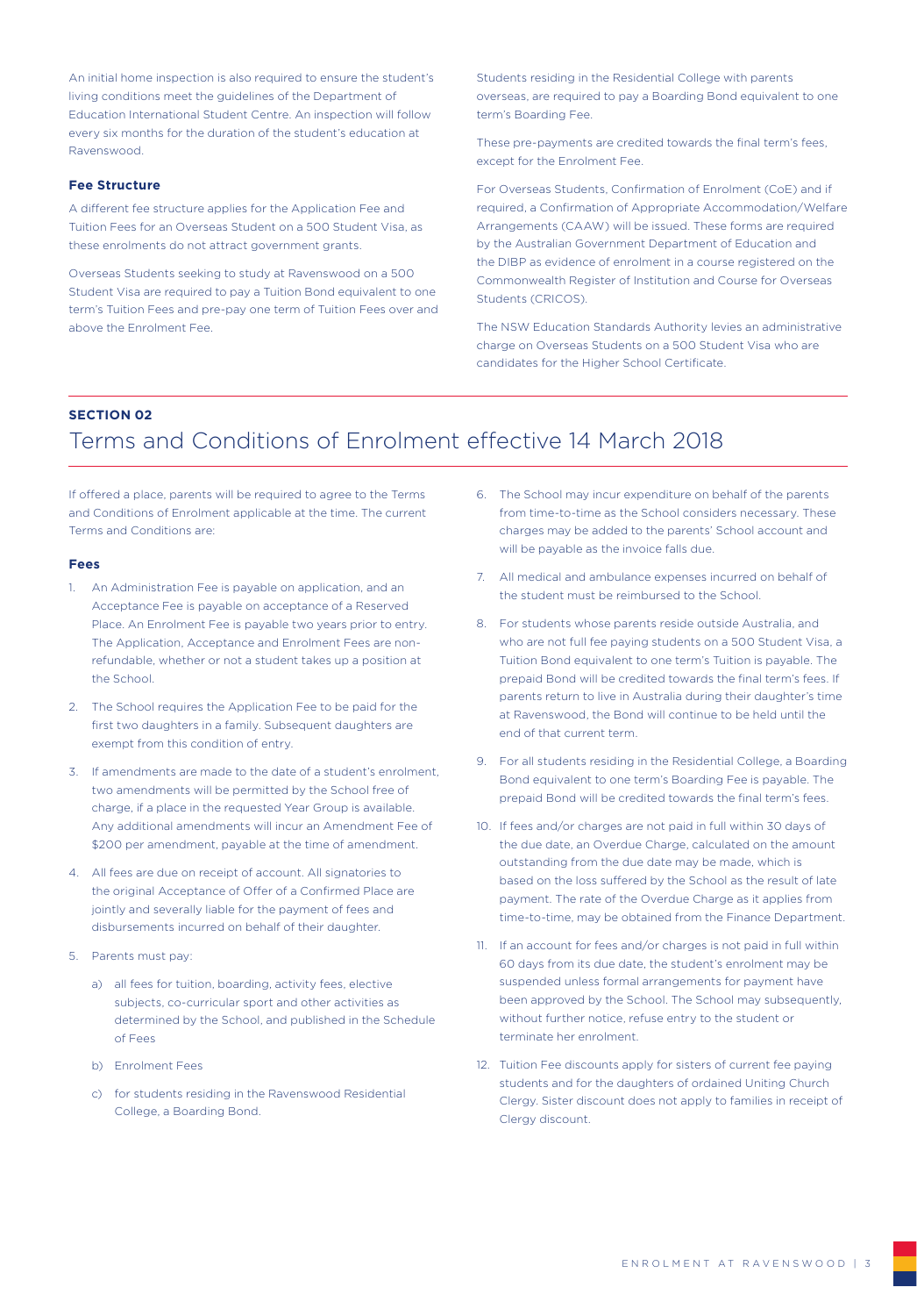An initial home inspection is also required to ensure the student's living conditions meet the guidelines of the Department of Education International Student Centre. An inspection will follow every six months for the duration of the student's education at Ravenswood.

### Fee Structure

A different fee structure applies for the Application Fee and Tuition Fees for an Overseas Student on a 500 Student Visa, as these enrolments do not attract government grants.

Overseas Students seeking to study at Ravenswood on a 500 Student Visa are required to pay a Tuition Bond equivalent to one term's Tuition Fees and pre-pay one term of Tuition Fees over and above the Enrolment Fee.

Students residing in the Residential College with parents overseas, are required to pay a Boarding Bond equivalent to one term's Boarding Fee.

These pre-payments are credited towards the final term's fees, except for the Enrolment Fee.

For Overseas Students, Confirmation of Enrolment (CoE) and if required, a Confirmation of Appropriate Accommodation/Welfare Arrangements (CAAW) will be issued. These forms are required by the Australian Government Department of Education and the DIBP as evidence of enrolment in a course registered on the Commonwealth Register of Institution and Course for Overseas Students (CRICOS).

The NSW Education Standards Authority levies an administrative charge on Overseas Students on a 500 Student Visa who are candidates for the Higher School Certificate.

**SECTION 02**

# Terms and Conditions of Enrolment effective 14 March 2018

If offered a place, parents will be required to agree to the Terms and Conditions of Enrolment applicable at the time. The current Terms and Conditions are:

### Fees

1. An Administration Fee is payable on application, and an Acceptance Fee is payable on acceptance of a Reserved Place. An Enrolment Fee is payable two years prior to entry. The Application, Acceptance and Enrolment Fees are non-refundable, whether or not a student takes up a position at the School.
2. The School requires the Application Fee to be paid for the first two daughters in a family. Subsequent daughters are exempt from this condition of entry.
3. If amendments are made to the date of a student's enrolment, two amendments will be permitted by the School free of charge, if a place in the requested Year Group is available. Any additional amendments will incur an Amendment Fee of $200 per amendment, payable at the time of amendment.
4. All fees are due on receipt of account. All signatories to the original Acceptance of Offer of a Confirmed Place are jointly and severally liable for the payment of fees and disbursements incurred on behalf of their daughter.
5. Parents must pay:
   a) all fees for tuition, boarding, activity fees, elective subjects, co-curricular sport and other activities as determined by the School, and published in the Schedule of Fees
   b) Enrolment Fees
   c) for students residing in the Ravenswood Residential College, a Boarding Bond.
6. The School may incur expenditure on behalf of the parents from time-to-time as the School considers necessary. These charges may be added to the parents' School account and will be payable as the invoice falls due.
7. All medical and ambulance expenses incurred on behalf of the student must be reimbursed to the School.
8. For students whose parents reside outside Australia, and who are not full fee paying students on a 500 Student Visa, a Tuition Bond equivalent to one term's Tuition is payable. The prepaid Bond will be credited towards the final term's fees. If parents return to live in Australia during their daughter's time at Ravenswood, the Bond will continue to be held until the end of that current term.
9. For all students residing in the Residential College, a Boarding Bond equivalent to one term's Boarding Fee is payable. The prepaid Bond will be credited towards the final term's fees.
10. If fees and/or charges are not paid in full within 30 days of the due date, an Overdue Charge, calculated on the amount outstanding from the due date may be made, which is based on the loss suffered by the School as the result of late payment. The rate of the Overdue Charge as it applies from time-to-time, may be obtained from the Finance Department.
11. If an account for fees and/or charges is not paid in full within 60 days from its due date, the student's enrolment may be suspended unless formal arrangements for payment have been approved by the School. The School may subsequently, without further notice, refuse entry to the student or terminate her enrolment.
12. Tuition Fee discounts apply for sisters of current fee paying students and for the daughters of ordained Uniting Church Clergy. Sister discount does not apply to families in receipt of Clergy discount.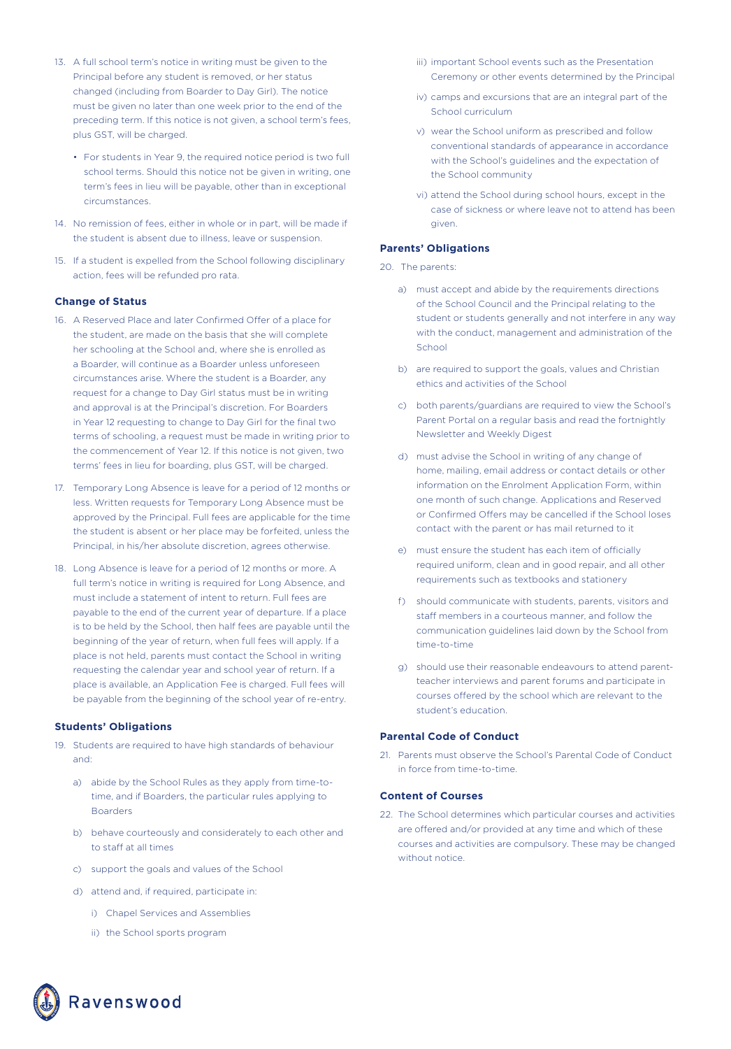13. A full school term's notice in writing must be given to the Principal before any student is removed, or her status changed (including from Boarder to Day Girl). The notice must be given no later than one week prior to the end of the preceding term. If this notice is not given, a school term's fees, plus GST, will be charged.
    - For students in Year 9, the required notice period is two full school terms. Should this notice not be given in writing, one term's fees in lieu will be payable, other than in exceptional circumstances.
14. No remission of fees, either in whole or in part, will be made if the student is absent due to illness, leave or suspension.
15. If a student is expelled from the School following disciplinary action, fees will be refunded pro rata.

### Change of Status

16. A Reserved Place and later Confirmed Offer of a place for the student, are made on the basis that she will complete her schooling at the School and, where she is enrolled as a Boarder, will continue as a Boarder unless unforeseen circumstances arise. Where the student is a Boarder, any request for a change to Day Girl status must be in writing and approval is at the Principal's discretion. For Boarders in Year 12 requesting to change to Day Girl for the final two terms of schooling, a request must be made in writing prior to the commencement of Year 12. If this notice is not given, two terms' fees in lieu for boarding, plus GST, will be charged.
17. Temporary Long Absence is leave for a period of 12 months or less. Written requests for Temporary Long Absence must be approved by the Principal. Full fees are applicable for the time the student is absent or her place may be forfeited, unless the Principal, in his/her absolute discretion, agrees otherwise.
18. Long Absence is leave for a period of 12 months or more. A full term's notice in writing is required for Long Absence, and must include a statement of intent to return. Full fees are payable to the end of the current year of departure. If a place is to be held by the School, then half fees are payable until the beginning of the year of return, when full fees will apply. If a place is not held, parents must contact the School in writing requesting the calendar year and school year of return. If a place is available, an Application Fee is charged. Full fees will be payable from the beginning of the school year of re-entry.

### Students' Obligations

19. Students are required to have high standards of behaviour and:
    a) abide by the School Rules as they apply from time-to-time, and if Boarders, the particular rules applying to Boarders
    b) behave courteously and considerately to each other and to staff at all times
    c) support the goals and values of the School
    d) attend and, if required, participate in:
        i) Chapel Services and Assemblies
        ii) the School sports program
        iii) important School events such as the Presentation Ceremony or other events determined by the Principal
        iv) camps and excursions that are an integral part of the School curriculum
        v) wear the School uniform as prescribed and follow conventional standards of appearance in accordance with the School's guidelines and the expectation of the School community
        vi) attend the School during school hours, except in the case of sickness or where leave not to attend has been given.

### Parents' Obligations

20. The parents:
    a) must accept and abide by the requirements directions of the School Council and the Principal relating to the student or students generally and not interfere in any way with the conduct, management and administration of the School
    b) are required to support the goals, values and Christian ethics and activities of the School
    c) both parents/guardians are required to view the School's Parent Portal on a regular basis and read the fortnightly Newsletter and Weekly Digest
    d) must advise the School in writing of any change of home, mailing, email address or contact details or other information on the Enrolment Application Form, within one month of such change. Applications and Reserved or Confirmed Offers may be cancelled if the School loses contact with the parent or has mail returned to it
    e) must ensure the student has each item of officially required uniform, clean and in good repair, and all other requirements such as textbooks and stationery
    f) should communicate with students, parents, visitors and staff members in a courteous manner, and follow the communication guidelines laid down by the School from time-to-time
    g) should use their reasonable endeavours to attend parent-teacher interviews and parent forums and participate in courses offered by the school which are relevant to the student's education.

### Parental Code of Conduct

21. Parents must observe the School's Parental Code of Conduct in force from time-to-time.

### Content of Courses

22. The School determines which particular courses and activities are offered and/or provided at any time and which of these courses and activities are compulsory. These may be changed without notice.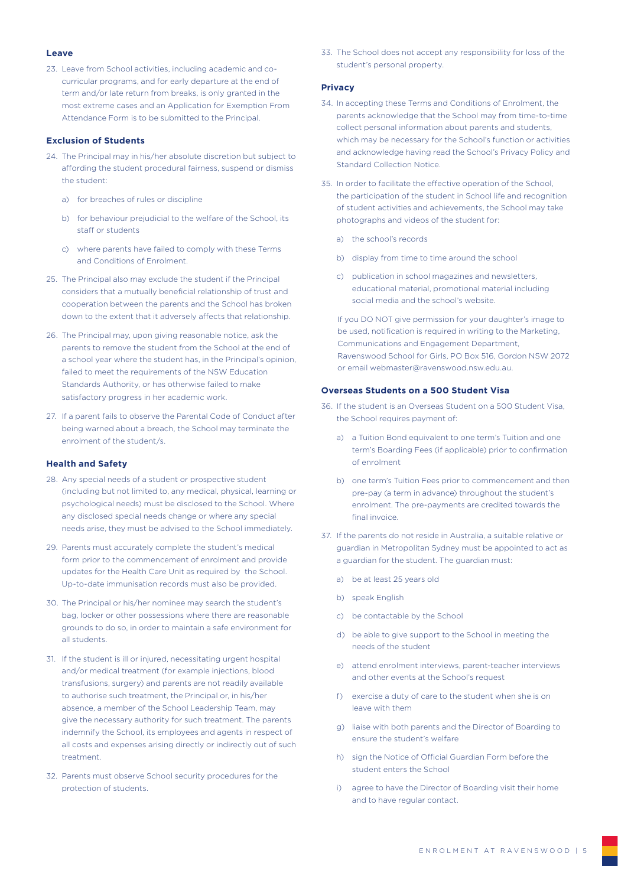### Leave

23. Leave from School activities, including academic and co-curricular programs, and for early departure at the end of term and/or late return from breaks, is only granted in the most extreme cases and an Application for Exemption From Attendance Form is to be submitted to the Principal.

### Exclusion of Students

24. The Principal may in his/her absolute discretion but subject to affording the student procedural fairness, suspend or dismiss the student:

    a) for breaches of rules or discipline

    b) for behaviour prejudicial to the welfare of the School, its staff or students

    c) where parents have failed to comply with these Terms and Conditions of Enrolment.

25. The Principal also may exclude the student if the Principal considers that a mutually beneficial relationship of trust and cooperation between the parents and the School has broken down to the extent that it adversely affects that relationship.

26. The Principal may, upon giving reasonable notice, ask the parents to remove the student from the School at the end of a school year where the student has, in the Principal's opinion, failed to meet the requirements of the NSW Education Standards Authority, or has otherwise failed to make satisfactory progress in her academic work.

27. If a parent fails to observe the Parental Code of Conduct after being warned about a breach, the School may terminate the enrolment of the student/s.

### Health and Safety

28. Any special needs of a student or prospective student (including but not limited to, any medical, physical, learning or psychological needs) must be disclosed to the School. Where any disclosed special needs change or where any special needs arise, they must be advised to the School immediately.

29. Parents must accurately complete the student's medical form prior to the commencement of enrolment and provide updates for the Health Care Unit as required by the School. Up-to-date immunisation records must also be provided.

30. The Principal or his/her nominee may search the student's bag, locker or other possessions where there are reasonable grounds to do so, in order to maintain a safe environment for all students.

31. If the student is ill or injured, necessitating urgent hospital and/or medical treatment (for example injections, blood transfusions, surgery) and parents are not readily available to authorise such treatment, the Principal or, in his/her absence, a member of the School Leadership Team, may give the necessary authority for such treatment. The parents indemnify the School, its employees and agents in respect of all costs and expenses arising directly or indirectly out of such treatment.

32. Parents must observe School security procedures for the protection of students.

33. The School does not accept any responsibility for loss of the student's personal property.

### Privacy

34. In accepting these Terms and Conditions of Enrolment, the parents acknowledge that the School may from time-to-time collect personal information about parents and students, which may be necessary for the School's function or activities and acknowledge having read the School's Privacy Policy and Standard Collection Notice.

35. In order to facilitate the effective operation of the School, the participation of the student in School life and recognition of student activities and achievements, the School may take photographs and videos of the student for:

    a) the school's records

    b) display from time to time around the school

    c) publication in school magazines and newsletters, educational material, promotional material including social media and the school's website.

    If you DO NOT give permission for your daughter's image to be used, notification is required in writing to the Marketing, Communications and Engagement Department, Ravenswood School for Girls, PO Box 516, Gordon NSW 2072 or email webmaster@ravenswood.nsw.edu.au.

### Overseas Students on a 500 Student Visa

36. If the student is an Overseas Student on a 500 Student Visa, the School requires payment of:

    a) a Tuition Bond equivalent to one term's Tuition and one term's Boarding Fees (if applicable) prior to confirmation of enrolment

    b) one term's Tuition Fees prior to commencement and then pre-pay (a term in advance) throughout the student's enrolment. The pre-payments are credited towards the final invoice.

37. If the parents do not reside in Australia, a suitable relative or guardian in Metropolitan Sydney must be appointed to act as a guardian for the student. The guardian must:

    a) be at least 25 years old

    b) speak English

    c) be contactable by the School

    d) be able to give support to the School in meeting the needs of the student

    e) attend enrolment interviews, parent-teacher interviews and other events at the School's request

    f) exercise a duty of care to the student when she is on leave with them

    g) liaise with both parents and the Director of Boarding to ensure the student's welfare

    h) sign the Notice of Official Guardian Form before the student enters the School

    i) agree to have the Director of Boarding visit their home and to have regular contact.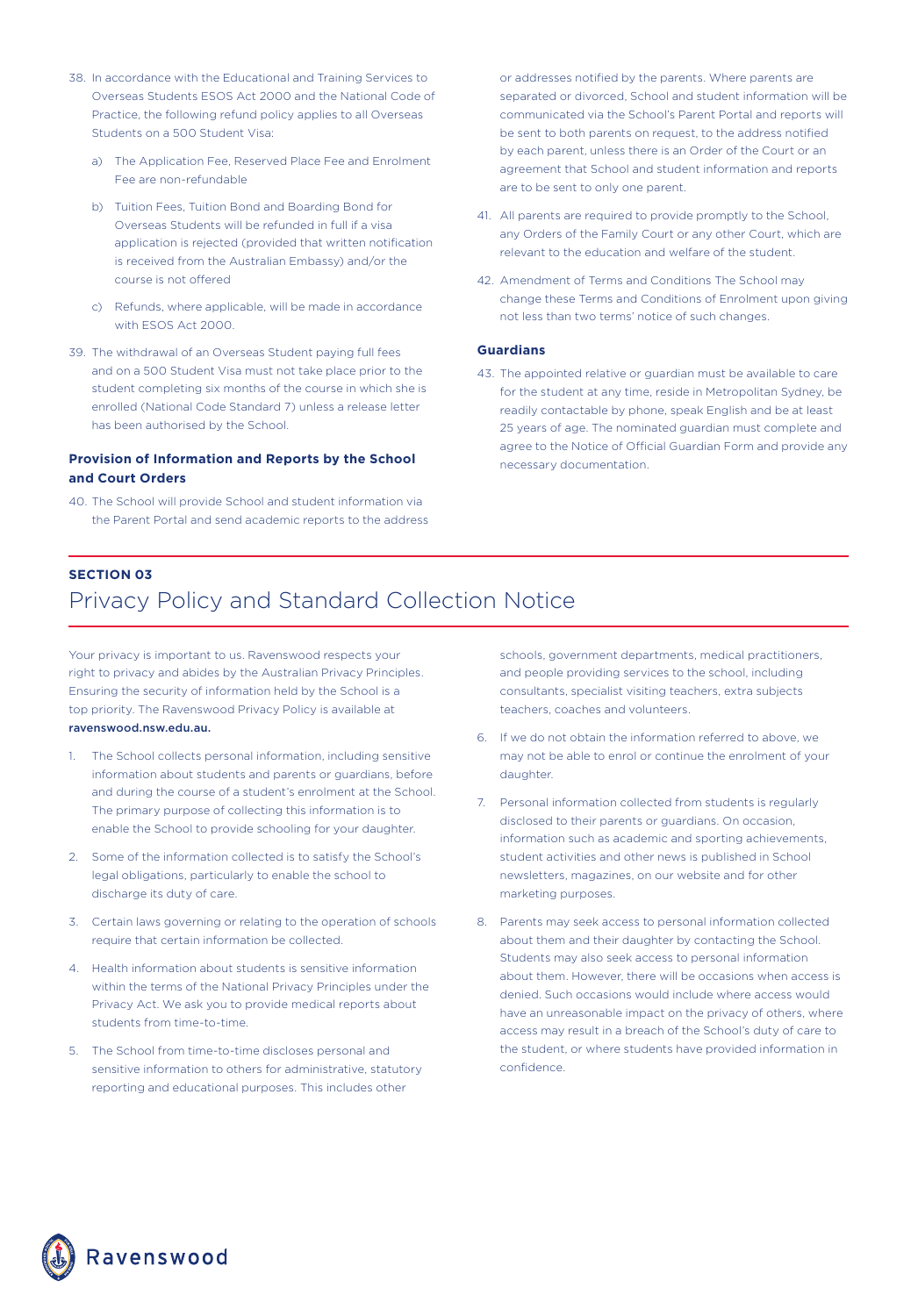38. In accordance with the Educational and Training Services to Overseas Students ESOS Act 2000 and the National Code of Practice, the following refund policy applies to all Overseas Students on a 500 Student Visa:

    a) The Application Fee, Reserved Place Fee and Enrolment Fee are non-refundable

    b) Tuition Fees, Tuition Bond and Boarding Bond for Overseas Students will be refunded in full if a visa application is rejected (provided that written notification is received from the Australian Embassy) and/or the course is not offered

    c) Refunds, where applicable, will be made in accordance with ESOS Act 2000.

39. The withdrawal of an Overseas Student paying full fees and on a 500 Student Visa must not take place prior to the student completing six months of the course in which she is enrolled (National Code Standard 7) unless a release letter has been authorised by the School.

### Provision of Information and Reports by the School and Court Orders

40. The School will provide School and student information via the Parent Portal and send academic reports to the address or addresses notified by the parents. Where parents are separated or divorced, School and student information will be communicated via the School's Parent Portal and reports will be sent to both parents on request, to the address notified by each parent, unless there is an Order of the Court or an agreement that School and student information and reports are to be sent to only one parent.

41. All parents are required to provide promptly to the School, any Orders of the Family Court or any other Court, which are relevant to the education and welfare of the student.

42. Amendment of Terms and Conditions The School may change these Terms and Conditions of Enrolment upon giving not less than two terms' notice of such changes.

### Guardians

43. The appointed relative or guardian must be available to care for the student at any time, reside in Metropolitan Sydney, be readily contactable by phone, speak English and be at least 25 years of age. The nominated guardian must complete and agree to the Notice of Official Guardian Form and provide any necessary documentation.

**SECTION 03**

## Privacy Policy and Standard Collection Notice

Your privacy is important to us. Ravenswood respects your right to privacy and abides by the Australian Privacy Principles. Ensuring the security of information held by the School is a top priority. The Ravenswood Privacy Policy is available at **ravenswood.nsw.edu.au.**

1. The School collects personal information, including sensitive information about students and parents or guardians, before and during the course of a student's enrolment at the School. The primary purpose of collecting this information is to enable the School to provide schooling for your daughter.

2. Some of the information collected is to satisfy the School's legal obligations, particularly to enable the school to discharge its duty of care.

3. Certain laws governing or relating to the operation of schools require that certain information be collected.

4. Health information about students is sensitive information within the terms of the National Privacy Principles under the Privacy Act. We ask you to provide medical reports about students from time-to-time.

5. The School from time-to-time discloses personal and sensitive information to others for administrative, statutory reporting and educational purposes. This includes other schools, government departments, medical practitioners, and people providing services to the school, including consultants, specialist visiting teachers, extra subjects teachers, coaches and volunteers.

6. If we do not obtain the information referred to above, we may not be able to enrol or continue the enrolment of your daughter.

7. Personal information collected from students is regularly disclosed to their parents or guardians. On occasion, information such as academic and sporting achievements, student activities and other news is published in School newsletters, magazines, on our website and for other marketing purposes.

8. Parents may seek access to personal information collected about them and their daughter by contacting the School. Students may also seek access to personal information about them. However, there will be occasions when access is denied. Such occasions would include where access would have an unreasonable impact on the privacy of others, where access may result in a breach of the School's duty of care to the student, or where students have provided information in confidence.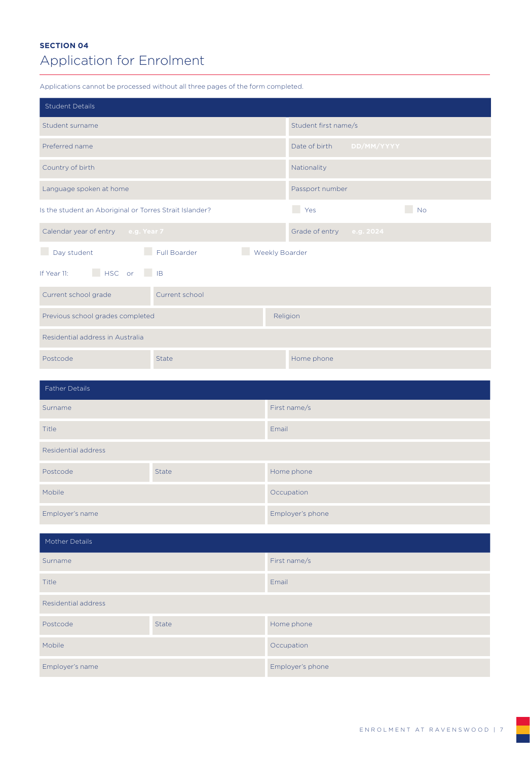**SECTION 04**

# Application for Enrolment

Applications cannot be processed without all three pages of the form completed.

| Student Details | |
|---|---|
| Student surname | Student first name/s |
| Preferred name | Date of birth DD/MM/YYYY |
| Country of birth | Nationality |
| Language spoken at home | Passport number |

Is the student an Aboriginal or Torres Strait Islander? ☐ Yes ☐ No

| | |
|---|---|
| Calendar year of entry e.g. Year 7 | Grade of entry e.g. 2024 |

☐ Day student ☐ Full Boarder ☐ Weekly Boarder

If Year 11: ☐ HSC or ☐ IB

| | |
|---|---|
| Current school grade | Current school |
| Previous school grades completed | Religion |
| Residential address in Australia | |

| | | |
|---|---|---|
| Postcode | State | Home phone |

| Father Details | |
|---|---|
| Surname | First name/s |
| Title | Email |
| Residential address | |
| Postcode / State | Home phone |
| Mobile | Occupation |
| Employer's name | Employer's phone |

| Mother Details | |
|---|---|
| Surname | First name/s |
| Title | Email |
| Residential address | |
| Postcode / State | Home phone |
| Mobile | Occupation |
| Employer's name | Employer's phone |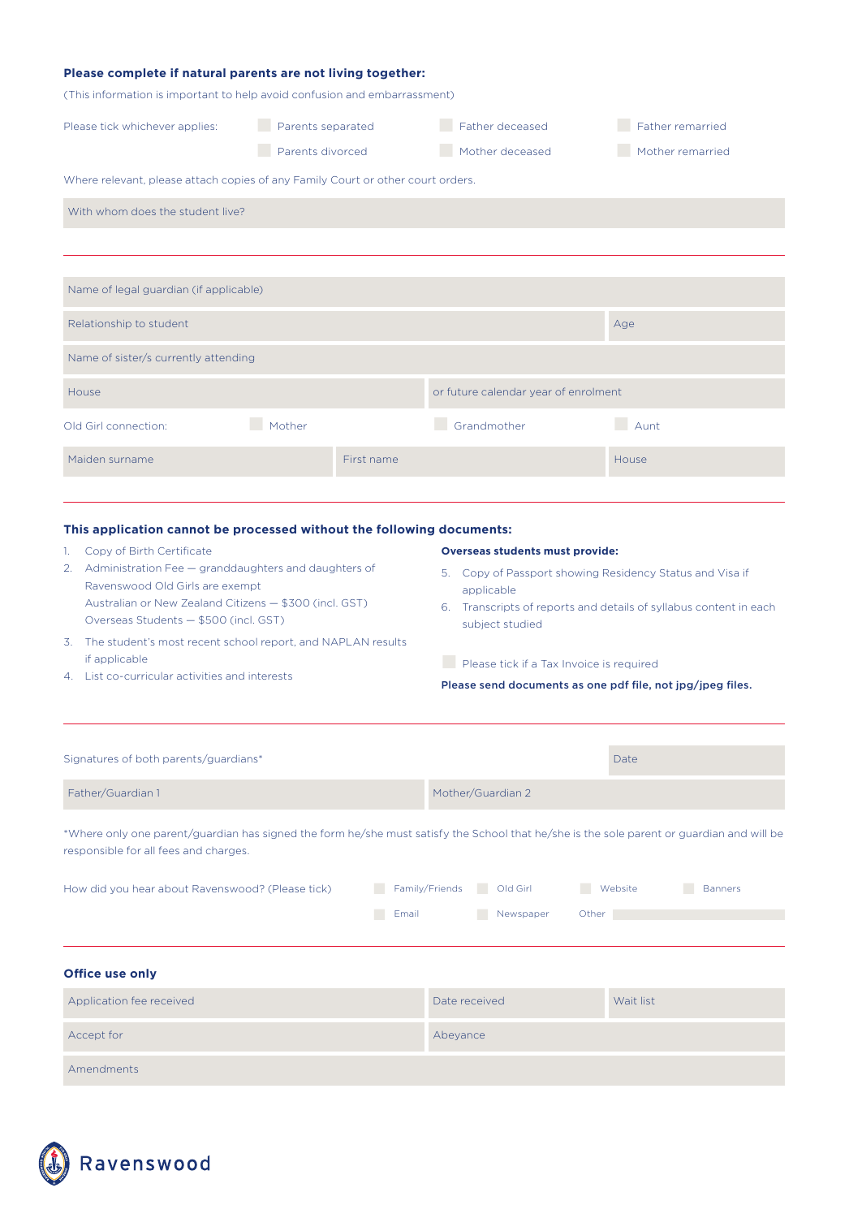**Please complete if natural parents are not living together:**

(This information is important to help avoid confusion and embarrassment)

Please tick whichever applies:

- ☐ Parents separated
- ☐ Father deceased
- ☐ Father remarried
- ☐ Parents divorced
- ☐ Mother deceased
- ☐ Mother remarried

Where relevant, please attach copies of any Family Court or other court orders.

| With whom does the student live? |
|---|

| Name of legal guardian (if applicable) | |
|---|---|
| Relationship to student | Age |
| Name of sister/s currently attending | |
| House | or future calendar year of enrolment |

Old Girl connection: ☐ Mother ☐ Grandmother ☐ Aunt

| Maiden surname | First name | House |
|---|---|---|

## This application cannot be processed without the following documents:

1. Copy of Birth Certificate
2. Administration Fee – granddaughters and daughters of Ravenswood Old Girls are exempt
   Australian or New Zealand Citizens – $300 (incl. GST)
   Overseas Students – $500 (incl. GST)
3. The student's most recent school report, and NAPLAN results if applicable
4. List co-curricular activities and interests

**Overseas students must provide:**

5. Copy of Passport showing Residency Status and Visa if applicable
6. Transcripts of reports and details of syllabus content in each subject studied

☐ Please tick if a Tax Invoice is required

**Please send documents as one pdf file, not jpg/jpeg files.**

| Signatures of both parents/guardians* | | Date |
|---|---|---|
| Father/Guardian 1 | Mother/Guardian 2 | |

*Where only one parent/guardian has signed the form he/she must satisfy the School that he/she is the sole parent or guardian and will be responsible for all fees and charges.

How did you hear about Ravenswood? (Please tick)

- ☐ Family/Friends
- ☐ Old Girl
- ☐ Website
- ☐ Banners
- ☐ Email
- ☐ Newspaper
- Other ______

### Office use only

| Application fee received | Date received | Wait list |
|---|---|---|
| Accept for | Abeyance | |
| Amendments | | |

Ravenswood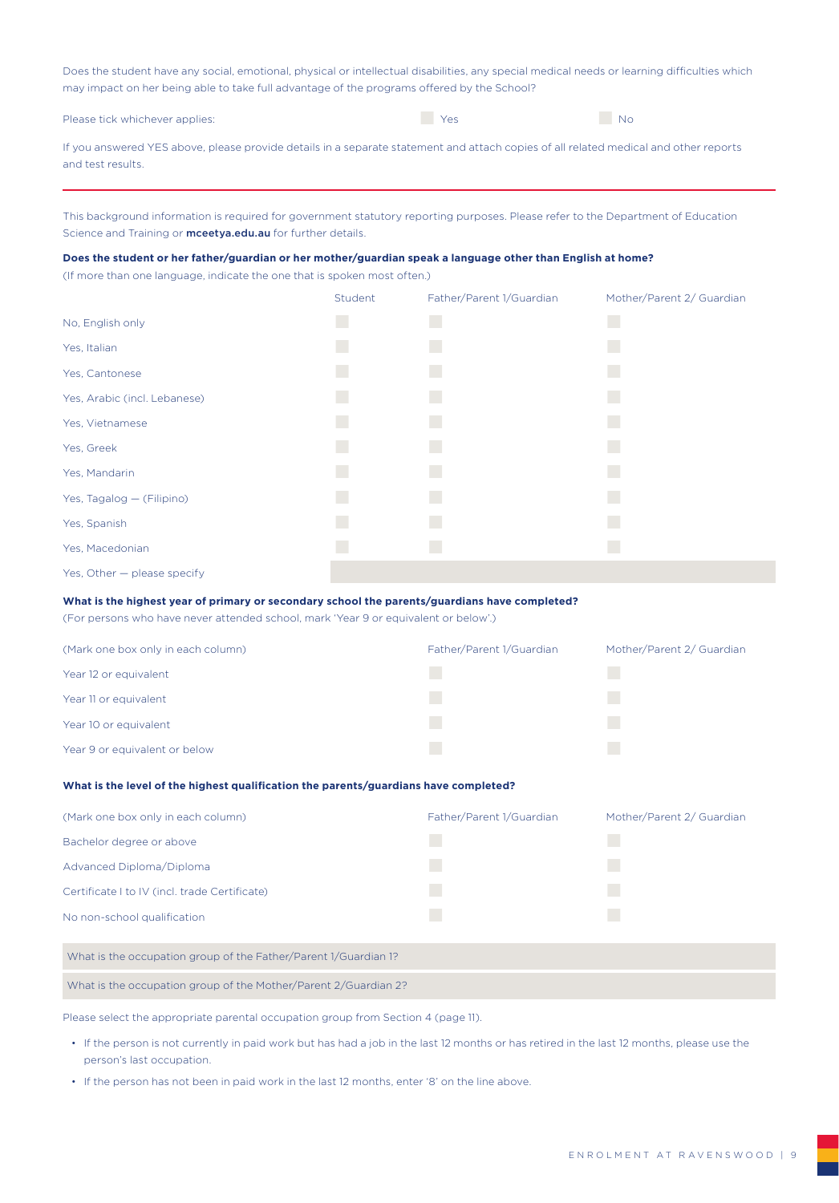Does the student have any social, emotional, physical or intellectual disabilities, any special medical needs or learning difficulties which may impact on her being able to take full advantage of the programs offered by the School?

Please tick whichever applies: ☐ Yes ☐ No

If you answered YES above, please provide details in a separate statement and attach copies of all related medical and other reports and test results.

---

This background information is required for government statutory reporting purposes. Please refer to the Department of Education Science and Training or **mceetya.edu.au** for further details.

**Does the student or her father/guardian or her mother/guardian speak a language other than English at home?**

(If more than one language, indicate the one that is spoken most often.)

| | Student | Father/Parent 1/Guardian | Mother/Parent 2/ Guardian |
|---|---|---|---|
| No, English only | ☐ | ☐ | ☐ |
| Yes, Italian | ☐ | ☐ | ☐ |
| Yes, Cantonese | ☐ | ☐ | ☐ |
| Yes, Arabic (incl. Lebanese) | ☐ | ☐ | ☐ |
| Yes, Vietnamese | ☐ | ☐ | ☐ |
| Yes, Greek | ☐ | ☐ | ☐ |
| Yes, Mandarin | ☐ | ☐ | ☐ |
| Yes, Tagalog — (Filipino) | ☐ | ☐ | ☐ |
| Yes, Spanish | ☐ | ☐ | ☐ |
| Yes, Macedonian | ☐ | ☐ | ☐ |
| Yes, Other — please specify | | | |

**What is the highest year of primary or secondary school the parents/guardians have completed?**

(For persons who have never attended school, mark 'Year 9 or equivalent or below'.)

| (Mark one box only in each column) | Father/Parent 1/Guardian | Mother/Parent 2/ Guardian |
|---|---|---|
| Year 12 or equivalent | ☐ | ☐ |
| Year 11 or equivalent | ☐ | ☐ |
| Year 10 or equivalent | ☐ | ☐ |
| Year 9 or equivalent or below | ☐ | ☐ |

**What is the level of the highest qualification the parents/guardians have completed?**

| (Mark one box only in each column) | Father/Parent 1/Guardian | Mother/Parent 2/ Guardian |
|---|---|---|
| Bachelor degree or above | ☐ | ☐ |
| Advanced Diploma/Diploma | ☐ | ☐ |
| Certificate I to IV (incl. trade Certificate) | ☐ | ☐ |
| No non-school qualification | ☐ | ☐ |

What is the occupation group of the Father/Parent 1/Guardian 1?

What is the occupation group of the Mother/Parent 2/Guardian 2?

Please select the appropriate parental occupation group from Section 4 (page 11).

- If the person is not currently in paid work but has had a job in the last 12 months or has retired in the last 12 months, please use the person's last occupation.
- If the person has not been in paid work in the last 12 months, enter '8' on the line above.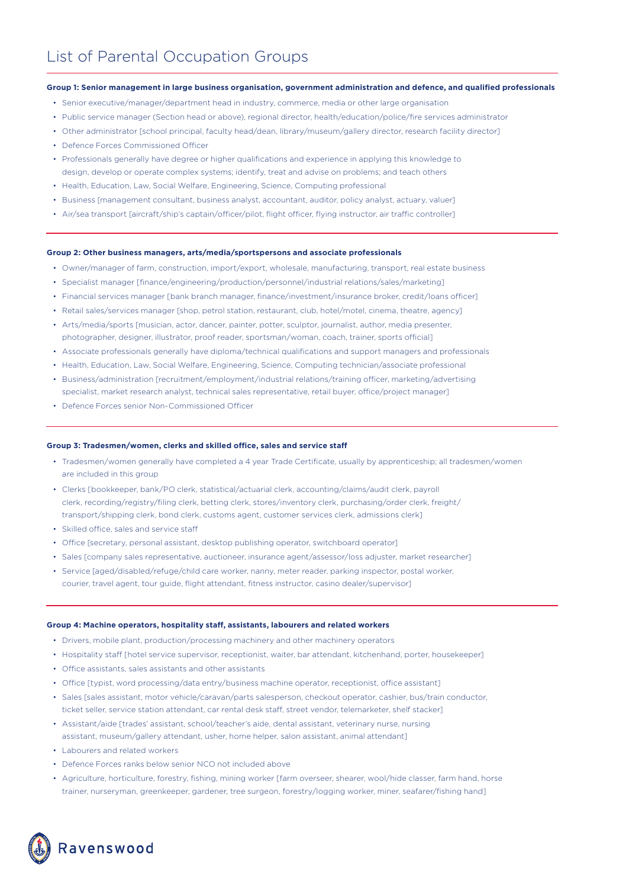# List of Parental Occupation Groups

**Group 1: Senior management in large business organisation, government administration and defence, and qualified professionals**

- Senior executive/manager/department head in industry, commerce, media or other large organisation
- Public service manager (Section head or above), regional director, health/education/police/fire services administrator
- Other administrator [school principal, faculty head/dean, library/museum/gallery director, research facility director]
- Defence Forces Commissioned Officer
- Professionals generally have degree or higher qualifications and experience in applying this knowledge to design, develop or operate complex systems; identify, treat and advise on problems; and teach others
- Health, Education, Law, Social Welfare, Engineering, Science, Computing professional
- Business [management consultant, business analyst, accountant, auditor, policy analyst, actuary, valuer]
- Air/sea transport [aircraft/ship's captain/officer/pilot, flight officer, flying instructor, air traffic controller]

**Group 2: Other business managers, arts/media/sportspersons and associate professionals**

- Owner/manager of farm, construction, import/export, wholesale, manufacturing, transport, real estate business
- Specialist manager [finance/engineering/production/personnel/industrial relations/sales/marketing]
- Financial services manager [bank branch manager, finance/investment/insurance broker, credit/loans officer]
- Retail sales/services manager [shop, petrol station, restaurant, club, hotel/motel, cinema, theatre, agency]
- Arts/media/sports [musician, actor, dancer, painter, potter, sculptor, journalist, author, media presenter, photographer, designer, illustrator, proof reader, sportsman/woman, coach, trainer, sports official]
- Associate professionals generally have diploma/technical qualifications and support managers and professionals
- Health, Education, Law, Social Welfare, Engineering, Science, Computing technician/associate professional
- Business/administration [recruitment/employment/industrial relations/training officer, marketing/advertising specialist, market research analyst, technical sales representative, retail buyer, office/project manager]
- Defence Forces senior Non-Commissioned Officer

**Group 3: Tradesmen/women, clerks and skilled office, sales and service staff**

- Tradesmen/women generally have completed a 4 year Trade Certificate, usually by apprenticeship; all tradesmen/women are included in this group
- Clerks [bookkeeper, bank/PO clerk, statistical/actuarial clerk, accounting/claims/audit clerk, payroll clerk, recording/registry/filing clerk, betting clerk, stores/inventory clerk, purchasing/order clerk, freight/transport/shipping clerk, bond clerk, customs agent, customer services clerk, admissions clerk]
- Skilled office, sales and service staff
- Office [secretary, personal assistant, desktop publishing operator, switchboard operator]
- Sales [company sales representative, auctioneer, insurance agent/assessor/loss adjuster, market researcher]
- Service [aged/disabled/refuge/child care worker, nanny, meter reader, parking inspector, postal worker, courier, travel agent, tour guide, flight attendant, fitness instructor, casino dealer/supervisor]

**Group 4: Machine operators, hospitality staff, assistants, labourers and related workers**

- Drivers, mobile plant, production/processing machinery and other machinery operators
- Hospitality staff [hotel service supervisor, receptionist, waiter, bar attendant, kitchenhand, porter, housekeeper]
- Office assistants, sales assistants and other assistants
- Office [typist, word processing/data entry/business machine operator, receptionist, office assistant]
- Sales [sales assistant, motor vehicle/caravan/parts salesperson, checkout operator, cashier, bus/train conductor, ticket seller, service station attendant, car rental desk staff, street vendor, telemarketer, shelf stacker]
- Assistant/aide [trades' assistant, school/teacher's aide, dental assistant, veterinary nurse, nursing assistant, museum/gallery attendant, usher, home helper, salon assistant, animal attendant]
- Labourers and related workers
- Defence Forces ranks below senior NCO not included above
- Agriculture, horticulture, forestry, fishing, mining worker [farm overseer, shearer, wool/hide classer, farm hand, horse trainer, nurseryman, greenkeeper, gardener, tree surgeon, forestry/logging worker, miner, seafarer/fishing hand]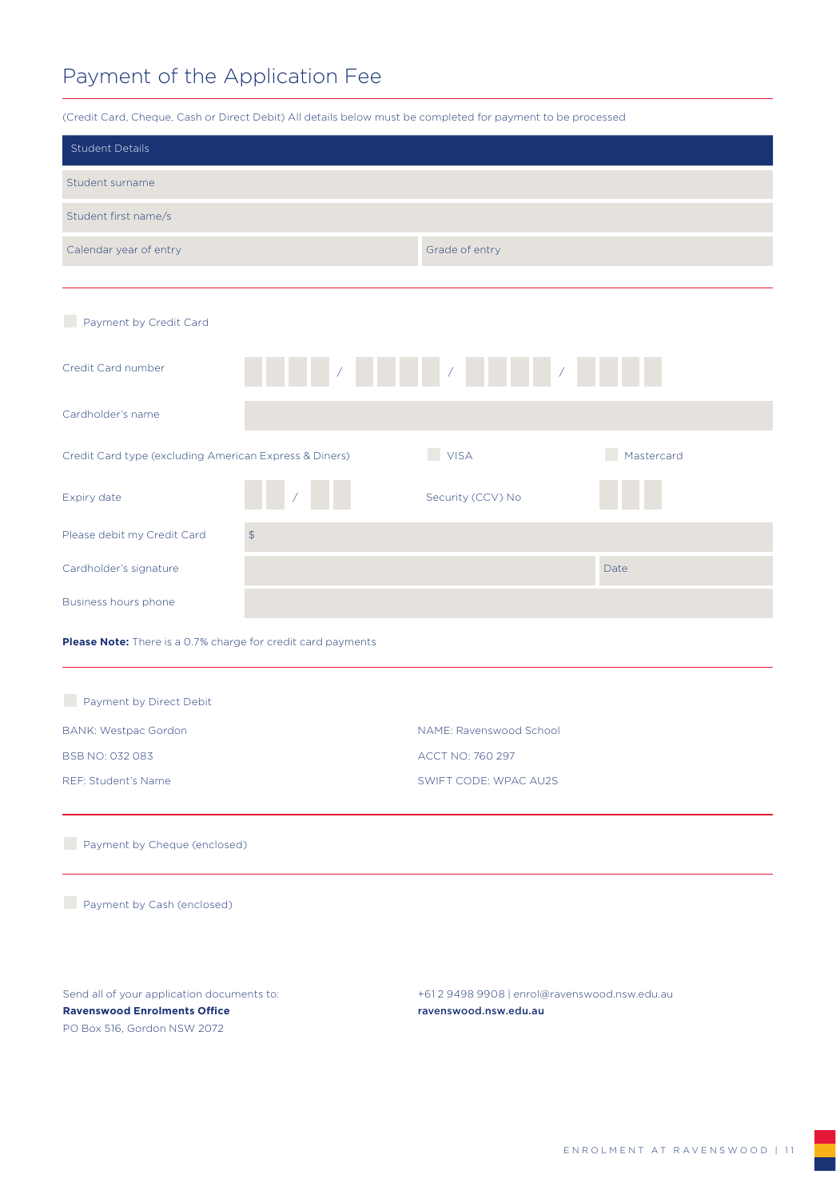# Payment of the Application Fee

(Credit Card, Cheque, Cash or Direct Debit) All details below must be completed for payment to be processed

| Student Details | |
|---|---|
| Student surname | |
| Student first name/s | |
| Calendar year of entry | Grade of entry |

☐ Payment by Credit Card

| | | | |
|---|---|---|---|
| Credit Card number | ☐☐☐☐ / ☐☐☐☐ / ☐☐☐☐ / ☐☐☐☐ | | |
| Cardholder's name | | | |
| Credit Card type (excluding American Express & Diners) | | ☐ VISA | ☐ Mastercard |
| Expiry date | ☐☐ / ☐☐ | Security (CCV) No | ☐☐☐ |
| Please debit my Credit Card | $ | | |
| Cardholder's signature | | | Date |
| Business hours phone | | | |

**Please Note:** There is a 0.7% charge for credit card payments

☐ Payment by Direct Debit

BANK: Westpac Gordon
BSB NO: 032 083
REF: Student's Name

NAME: Ravenswood School
ACCT NO: 760 297
SWIFT CODE: WPAC AU2S

☐ Payment by Cheque (enclosed)

☐ Payment by Cash (enclosed)

Send all of your application documents to:
**Ravenswood Enrolments Office**
PO Box 516, Gordon NSW 2072

+61 2 9498 9908 | enrol@ravenswood.nsw.edu.au
**ravenswood.nsw.edu.au**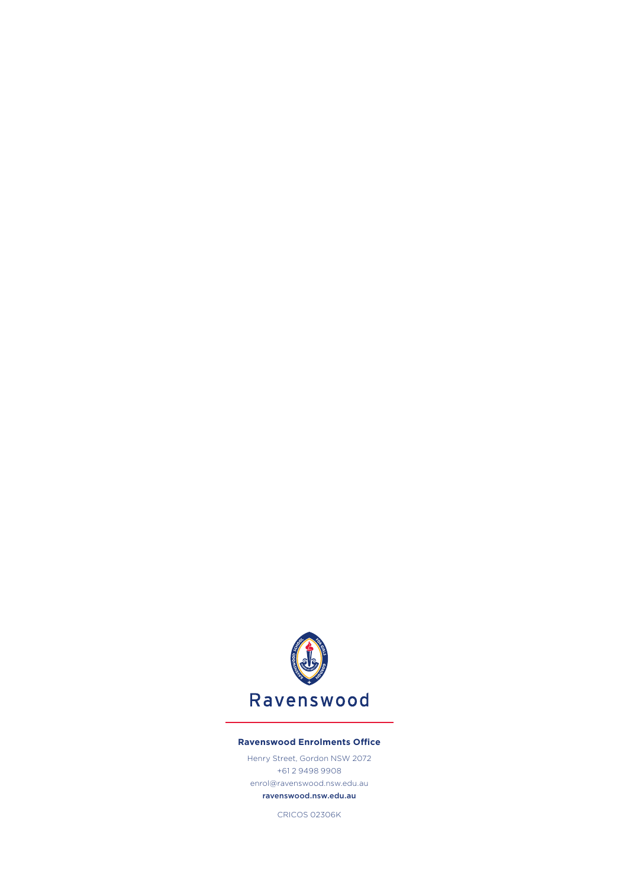Ravenswood

**Ravenswood Enrolments Office**

Henry Street, Gordon NSW 2072
+61 2 9498 9908
enrol@ravenswood.nsw.edu.au
**ravenswood.nsw.edu.au**

CRICOS 02306K